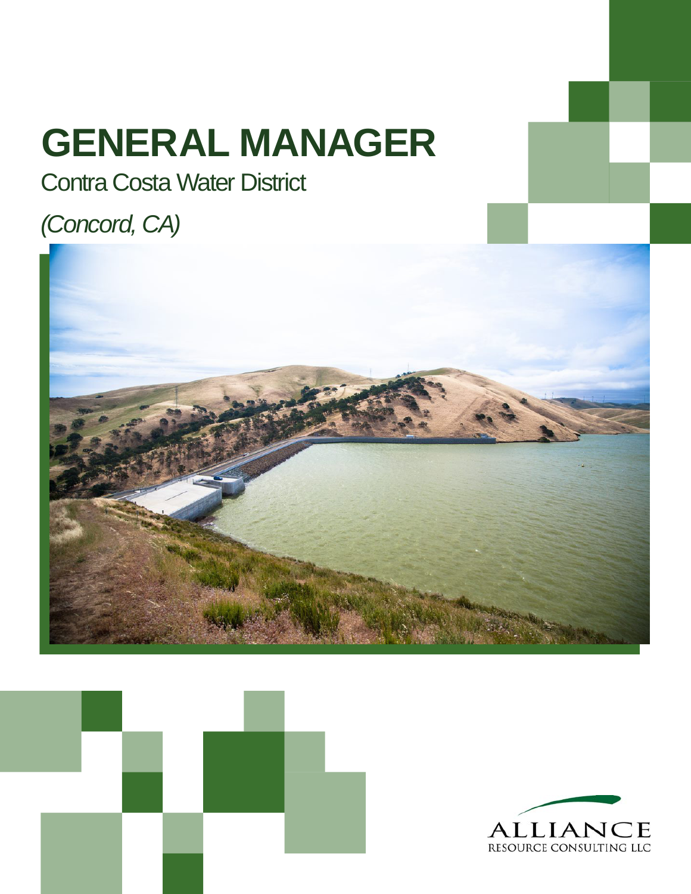# GENERAL MANAGER

Contra Costa Water District

*(Concord, CA)*

ALLIANCE
RESOURCE CONSULTING LLC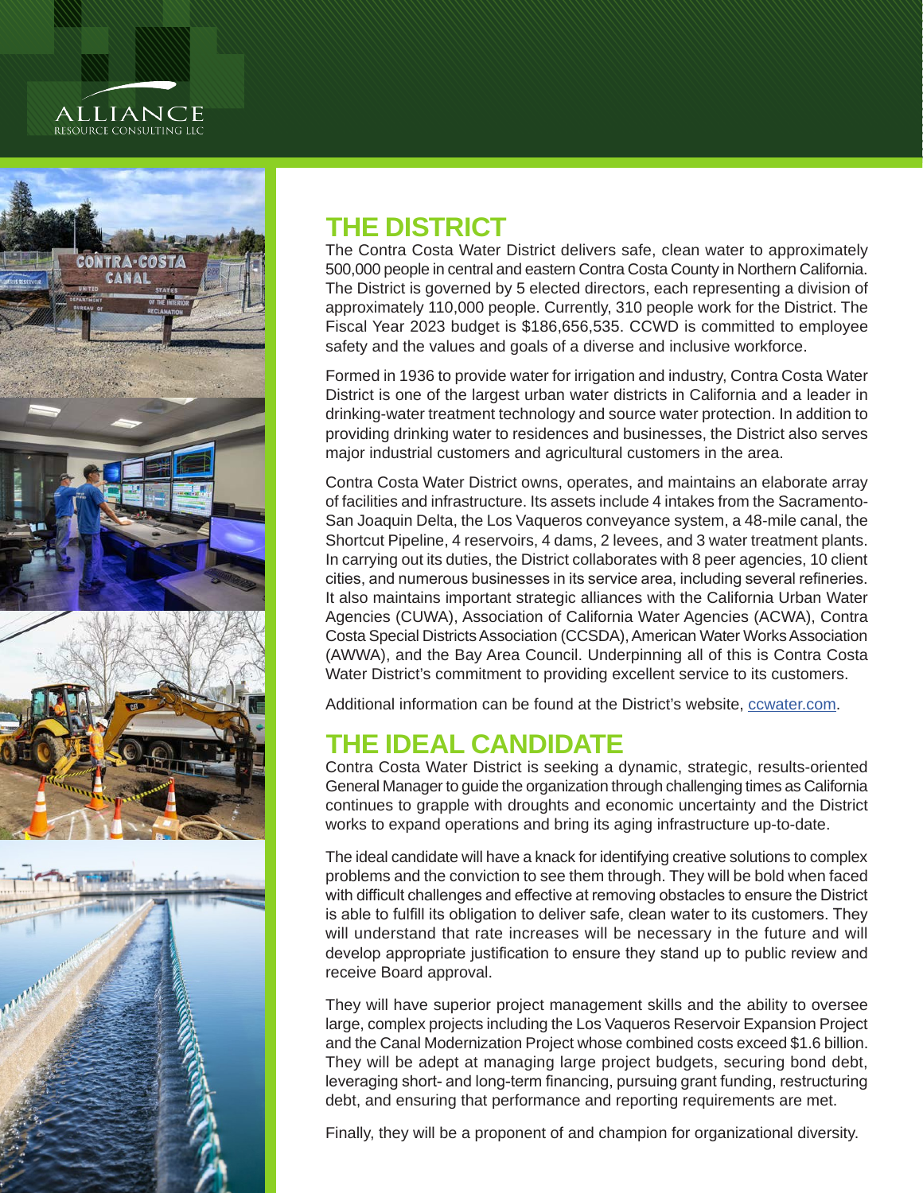## THE DISTRICT

The Contra Costa Water District delivers safe, clean water to approximately 500,000 people in central and eastern Contra Costa County in Northern California. The District is governed by 5 elected directors, each representing a division of approximately 110,000 people. Currently, 310 people work for the District. The Fiscal Year 2023 budget is $186,656,535. CCWD is committed to employee safety and the values and goals of a diverse and inclusive workforce.

Formed in 1936 to provide water for irrigation and industry, Contra Costa Water District is one of the largest urban water districts in California and a leader in drinking-water treatment technology and source water protection. In addition to providing drinking water to residences and businesses, the District also serves major industrial customers and agricultural customers in the area.

Contra Costa Water District owns, operates, and maintains an elaborate array of facilities and infrastructure. Its assets include 4 intakes from the Sacramento-San Joaquin Delta, the Los Vaqueros conveyance system, a 48-mile canal, the Shortcut Pipeline, 4 reservoirs, 4 dams, 2 levees, and 3 water treatment plants. In carrying out its duties, the District collaborates with 8 peer agencies, 10 client cities, and numerous businesses in its service area, including several refineries. It also maintains important strategic alliances with the California Urban Water Agencies (CUWA), Association of California Water Agencies (ACWA), Contra Costa Special Districts Association (CCSDA), American Water Works Association (AWWA), and the Bay Area Council. Underpinning all of this is Contra Costa Water District's commitment to providing excellent service to its customers.

Additional information can be found at the District's website, ccwater.com.

## THE IDEAL CANDIDATE

Contra Costa Water District is seeking a dynamic, strategic, results-oriented General Manager to guide the organization through challenging times as California continues to grapple with droughts and economic uncertainty and the District works to expand operations and bring its aging infrastructure up-to-date.

The ideal candidate will have a knack for identifying creative solutions to complex problems and the conviction to see them through. They will be bold when faced with difficult challenges and effective at removing obstacles to ensure the District is able to fulfill its obligation to deliver safe, clean water to its customers. They will understand that rate increases will be necessary in the future and will develop appropriate justification to ensure they stand up to public review and receive Board approval.

They will have superior project management skills and the ability to oversee large, complex projects including the Los Vaqueros Reservoir Expansion Project and the Canal Modernization Project whose combined costs exceed $1.6 billion. They will be adept at managing large project budgets, securing bond debt, leveraging short- and long-term financing, pursuing grant funding, restructuring debt, and ensuring that performance and reporting requirements are met.

Finally, they will be a proponent of and champion for organizational diversity.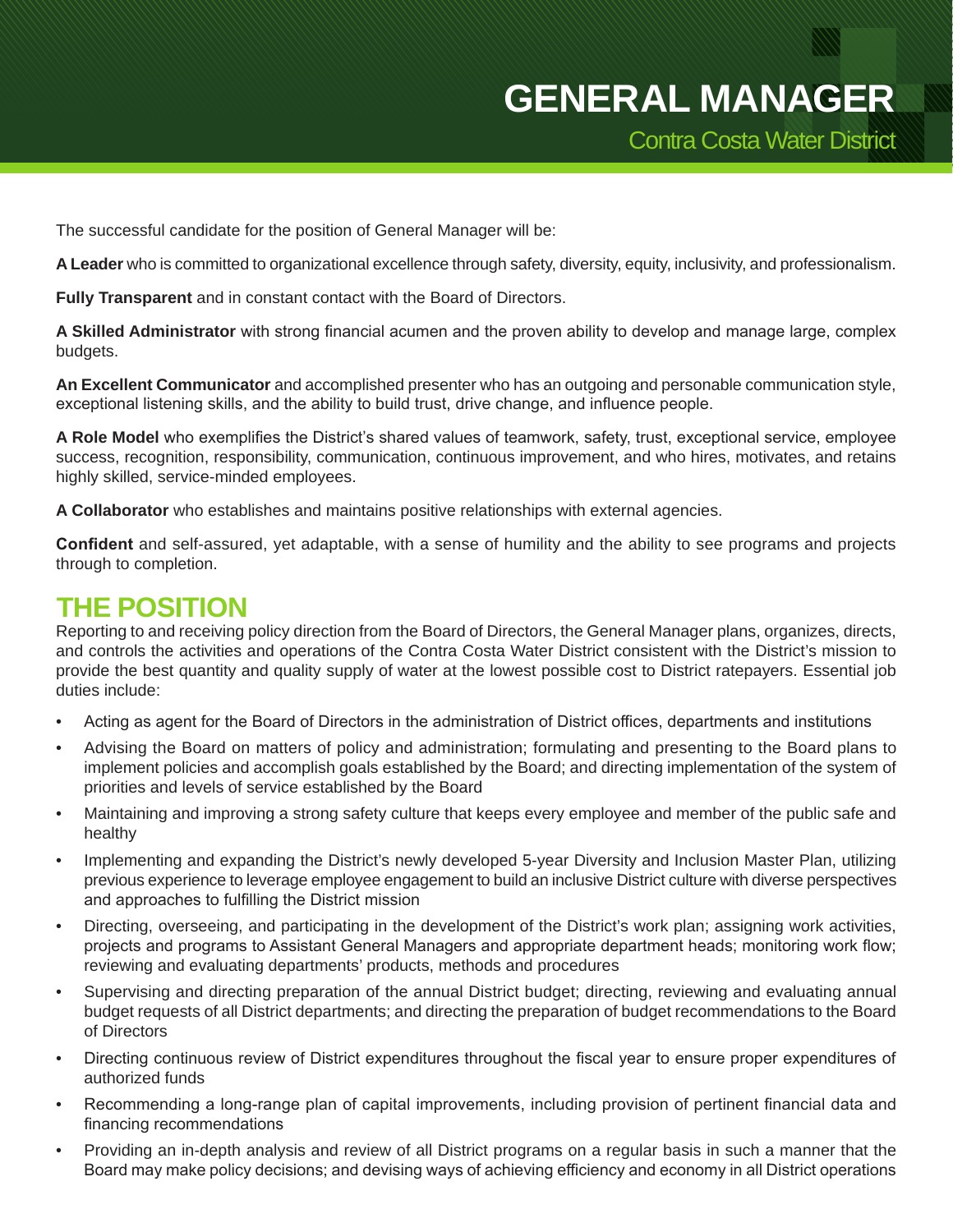# GENERAL MANAGER

Contra Costa Water District

The successful candidate for the position of General Manager will be:

**A Leader** who is committed to organizational excellence through safety, diversity, equity, inclusivity, and professionalism.

**Fully Transparent** and in constant contact with the Board of Directors.

**A Skilled Administrator** with strong financial acumen and the proven ability to develop and manage large, complex budgets.

**An Excellent Communicator** and accomplished presenter who has an outgoing and personable communication style, exceptional listening skills, and the ability to build trust, drive change, and influence people.

**A Role Model** who exemplifies the District's shared values of teamwork, safety, trust, exceptional service, employee success, recognition, responsibility, communication, continuous improvement, and who hires, motivates, and retains highly skilled, service-minded employees.

**A Collaborator** who establishes and maintains positive relationships with external agencies.

**Confident** and self-assured, yet adaptable, with a sense of humility and the ability to see programs and projects through to completion.

## THE POSITION

Reporting to and receiving policy direction from the Board of Directors, the General Manager plans, organizes, directs, and controls the activities and operations of the Contra Costa Water District consistent with the District's mission to provide the best quantity and quality supply of water at the lowest possible cost to District ratepayers. Essential job duties include:

- Acting as agent for the Board of Directors in the administration of District offices, departments and institutions
- Advising the Board on matters of policy and administration; formulating and presenting to the Board plans to implement policies and accomplish goals established by the Board; and directing implementation of the system of priorities and levels of service established by the Board
- Maintaining and improving a strong safety culture that keeps every employee and member of the public safe and healthy
- Implementing and expanding the District's newly developed 5-year Diversity and Inclusion Master Plan, utilizing previous experience to leverage employee engagement to build an inclusive District culture with diverse perspectives and approaches to fulfilling the District mission
- Directing, overseeing, and participating in the development of the District's work plan; assigning work activities, projects and programs to Assistant General Managers and appropriate department heads; monitoring work flow; reviewing and evaluating departments' products, methods and procedures
- Supervising and directing preparation of the annual District budget; directing, reviewing and evaluating annual budget requests of all District departments; and directing the preparation of budget recommendations to the Board of Directors
- Directing continuous review of District expenditures throughout the fiscal year to ensure proper expenditures of authorized funds
- Recommending a long-range plan of capital improvements, including provision of pertinent financial data and financing recommendations
- Providing an in-depth analysis and review of all District programs on a regular basis in such a manner that the Board may make policy decisions; and devising ways of achieving efficiency and economy in all District operations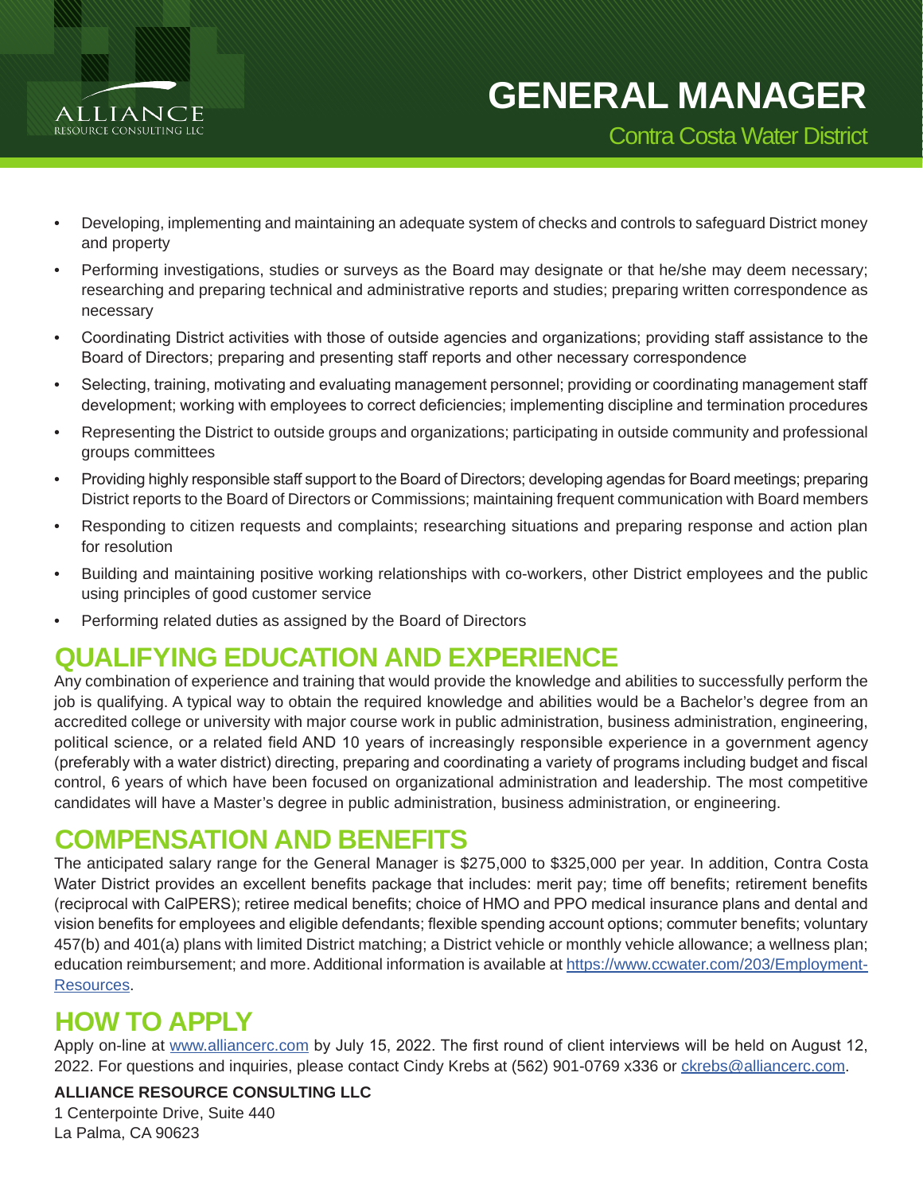- Developing, implementing and maintaining an adequate system of checks and controls to safeguard District money and property
- Performing investigations, studies or surveys as the Board may designate or that he/she may deem necessary; researching and preparing technical and administrative reports and studies; preparing written correspondence as necessary
- Coordinating District activities with those of outside agencies and organizations; providing staff assistance to the Board of Directors; preparing and presenting staff reports and other necessary correspondence
- Selecting, training, motivating and evaluating management personnel; providing or coordinating management staff development; working with employees to correct deficiencies; implementing discipline and termination procedures
- Representing the District to outside groups and organizations; participating in outside community and professional groups committees
- Providing highly responsible staff support to the Board of Directors; developing agendas for Board meetings; preparing District reports to the Board of Directors or Commissions; maintaining frequent communication with Board members
- Responding to citizen requests and complaints; researching situations and preparing response and action plan for resolution
- Building and maintaining positive working relationships with co-workers, other District employees and the public using principles of good customer service
- Performing related duties as assigned by the Board of Directors

## QUALIFYING EDUCATION AND EXPERIENCE

Any combination of experience and training that would provide the knowledge and abilities to successfully perform the job is qualifying. A typical way to obtain the required knowledge and abilities would be a Bachelor's degree from an accredited college or university with major course work in public administration, business administration, engineering, political science, or a related field AND 10 years of increasingly responsible experience in a government agency (preferably with a water district) directing, preparing and coordinating a variety of programs including budget and fiscal control, 6 years of which have been focused on organizational administration and leadership. The most competitive candidates will have a Master's degree in public administration, business administration, or engineering.

## COMPENSATION AND BENEFITS

The anticipated salary range for the General Manager is $275,000 to $325,000 per year. In addition, Contra Costa Water District provides an excellent benefits package that includes: merit pay; time off benefits; retirement benefits (reciprocal with CalPERS); retiree medical benefits; choice of HMO and PPO medical insurance plans and dental and vision benefits for employees and eligible defendants; flexible spending account options; commuter benefits; voluntary 457(b) and 401(a) plans with limited District matching; a District vehicle or monthly vehicle allowance; a wellness plan; education reimbursement; and more. Additional information is available at [https://www.ccwater.com/203/Employment-Resources](https://www.ccwater.com/203/Employment-Resources).

## HOW TO APPLY

Apply on-line at [www.alliancerc.com](www.alliancerc.com) by July 15, 2022. The first round of client interviews will be held on August 12, 2022. For questions and inquiries, please contact Cindy Krebs at (562) 901-0769 x336 or [ckrebs@alliancerc.com](mailto:ckrebs@alliancerc.com).

**ALLIANCE RESOURCE CONSULTING LLC**
1 Centerpointe Drive, Suite 440
La Palma, CA 90623